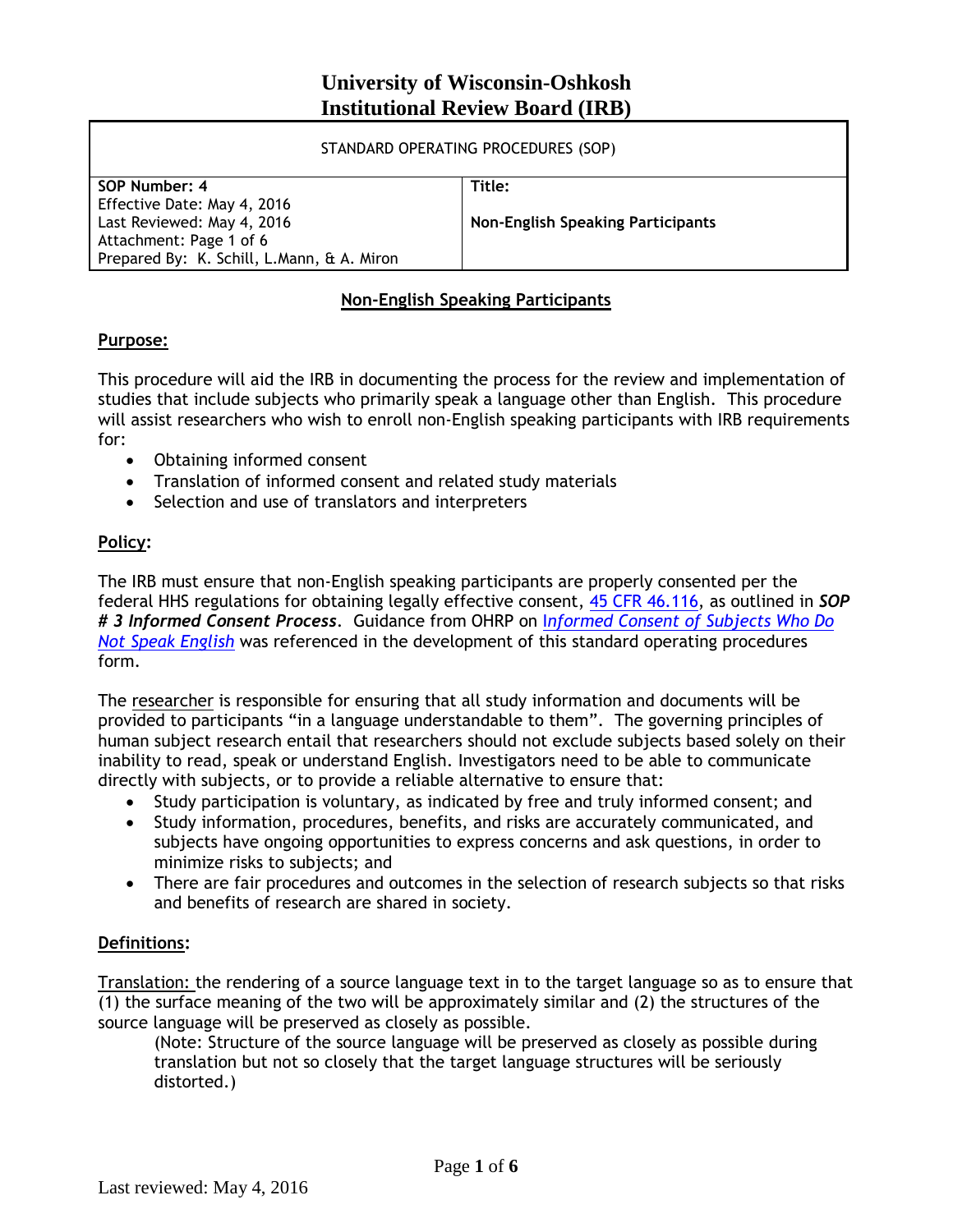# University of Wisconsin-Oshkosh
# Institutional Review Board (IRB)

| STANDARD OPERATING PROCEDURES (SOP) | |
|---|---|
| **SOP Number: 4**<br>Effective Date: May 4, 2016<br>Last Reviewed: May 4, 2016<br>Attachment: Page 1 of 6<br>Prepared By: K. Schill, L.Mann, & A. Miron | **Title:**<br><br>**Non-English Speaking Participants** |

## Non-English Speaking Participants

### Purpose:

This procedure will aid the IRB in documenting the process for the review and implementation of studies that include subjects who primarily speak a language other than English. This procedure will assist researchers who wish to enroll non-English speaking participants with IRB requirements for:

- Obtaining informed consent
- Translation of informed consent and related study materials
- Selection and use of translators and interpreters

### Policy:

The IRB must ensure that non-English speaking participants are properly consented per the federal HHS regulations for obtaining legally effective consent, 45 CFR 46.116, as outlined in ***SOP # 3 Informed Consent Process***. Guidance from OHRP on *Informed Consent of Subjects Who Do Not Speak English* was referenced in the development of this standard operating procedures form.

The researcher is responsible for ensuring that all study information and documents will be provided to participants "in a language understandable to them". The governing principles of human subject research entail that researchers should not exclude subjects based solely on their inability to read, speak or understand English. Investigators need to be able to communicate directly with subjects, or to provide a reliable alternative to ensure that:

- Study participation is voluntary, as indicated by free and truly informed consent; and
- Study information, procedures, benefits, and risks are accurately communicated, and subjects have ongoing opportunities to express concerns and ask questions, in order to minimize risks to subjects; and
- There are fair procedures and outcomes in the selection of research subjects so that risks and benefits of research are shared in society.

### Definitions:

Translation: the rendering of a source language text in to the target language so as to ensure that (1) the surface meaning of the two will be approximately similar and (2) the structures of the source language will be preserved as closely as possible.

> (Note: Structure of the source language will be preserved as closely as possible during translation but not so closely that the target language structures will be seriously distorted.)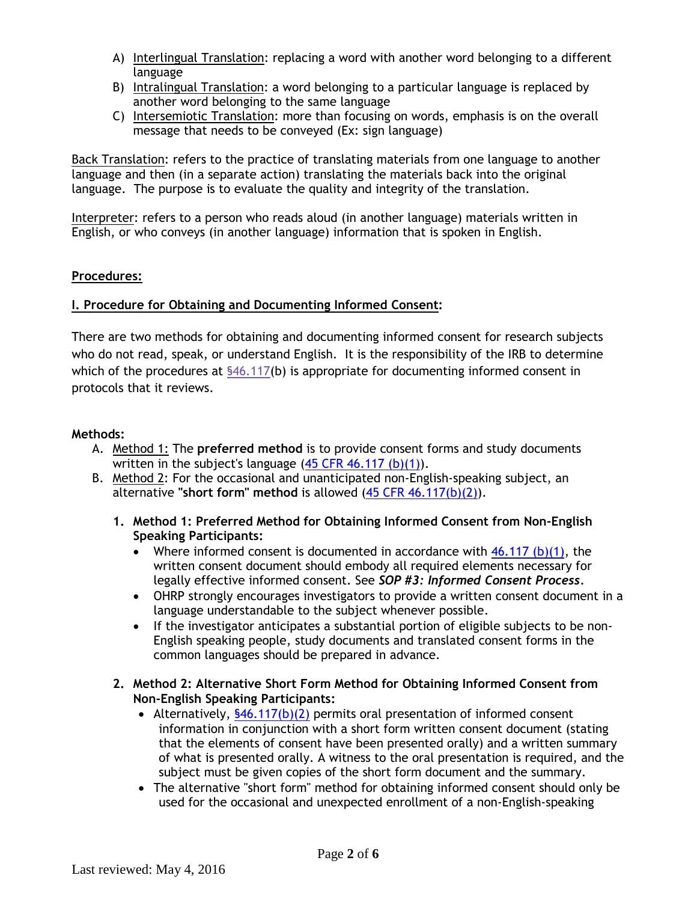A) Interlingual Translation: replacing a word with another word belonging to a different language
B) Intralingual Translation: a word belonging to a particular language is replaced by another word belonging to the same language
C) Intersemiotic Translation: more than focusing on words, emphasis is on the overall message that needs to be conveyed (Ex: sign language)

Back Translation: refers to the practice of translating materials from one language to another language and then (in a separate action) translating the materials back into the original language. The purpose is to evaluate the quality and integrity of the translation.

Interpreter: refers to a person who reads aloud (in another language) materials written in English, or who conveys (in another language) information that is spoken in English.

**Procedures:**

**I. Procedure for Obtaining and Documenting Informed Consent:**

There are two methods for obtaining and documenting informed consent for research subjects who do not read, speak, or understand English. It is the responsibility of the IRB to determine which of the procedures at §46.117(b) is appropriate for documenting informed consent in protocols that it reviews.

**Methods:**

A. Method 1: The **preferred method** is to provide consent forms and study documents written in the subject's language (45 CFR 46.117 (b)(1)).
B. Method 2: For the occasional and unanticipated non-English-speaking subject, an alternative **"short form" method** is allowed (45 CFR 46.117(b)(2)).

1. **Method 1: Preferred Method for Obtaining Informed Consent from Non-English Speaking Participants:**
   - Where informed consent is documented in accordance with 46.117 (b)(1), the written consent document should embody all required elements necessary for legally effective informed consent. See ***SOP #3: Informed Consent Process***.
   - OHRP strongly encourages investigators to provide a written consent document in a language understandable to the subject whenever possible.
   - If the investigator anticipates a substantial portion of eligible subjects to be non-English speaking people, study documents and translated consent forms in the common languages should be prepared in advance.

2. **Method 2: Alternative Short Form Method for Obtaining Informed Consent from Non-English Speaking Participants:**
   - Alternatively, §46.117(b)(2) permits oral presentation of informed consent information in conjunction with a short form written consent document (stating that the elements of consent have been presented orally) and a written summary of what is presented orally. A witness to the oral presentation is required, and the subject must be given copies of the short form document and the summary.
   - The alternative "short form" method for obtaining informed consent should only be used for the occasional and unexpected enrollment of a non-English-speaking

Last reviewed: May 4, 2016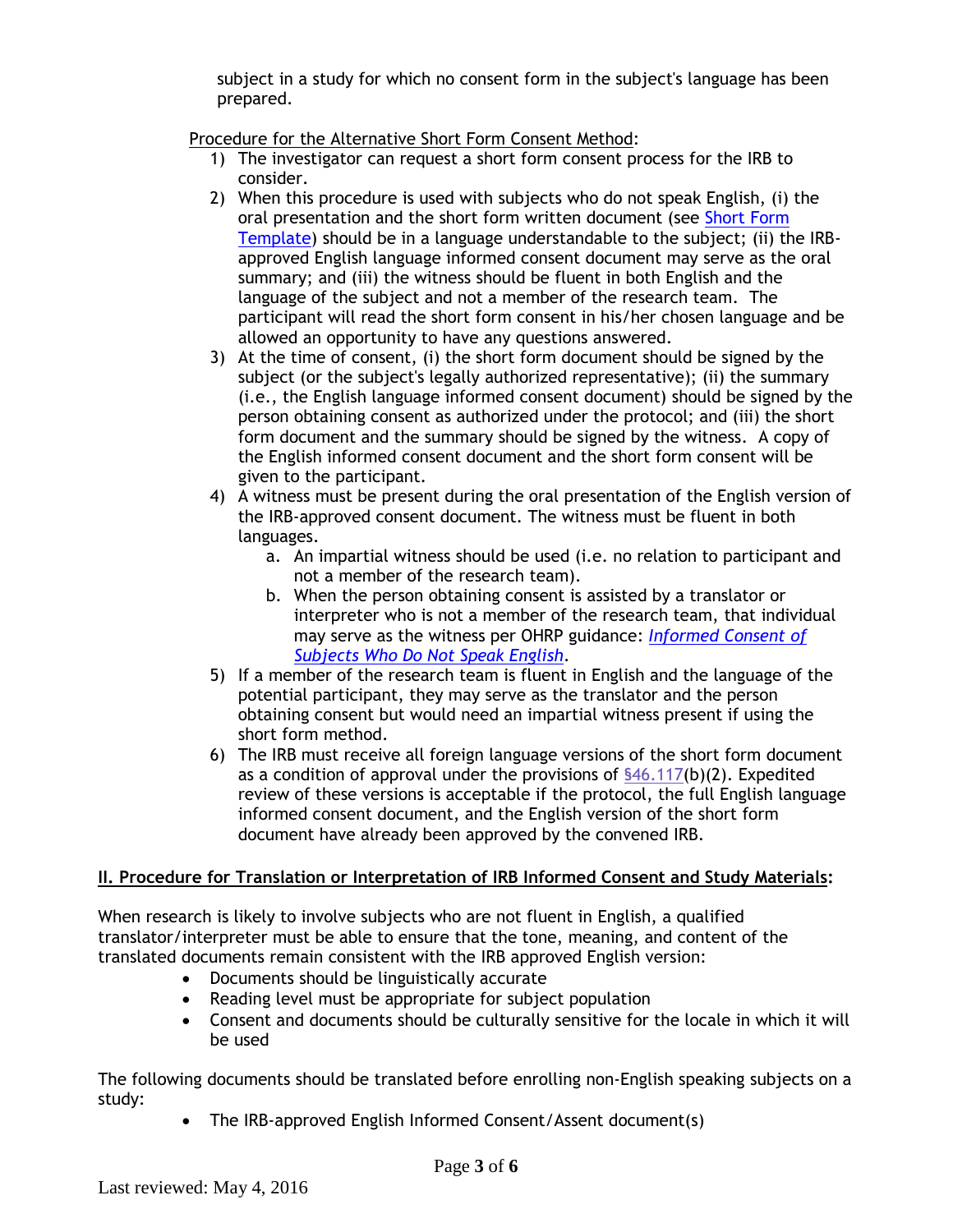subject in a study for which no consent form in the subject's language has been prepared.

Procedure for the Alternative Short Form Consent Method:

1) The investigator can request a short form consent process for the IRB to consider.
2) When this procedure is used with subjects who do not speak English, (i) the oral presentation and the short form written document (see [Short Form Template]) should be in a language understandable to the subject; (ii) the IRB-approved English language informed consent document may serve as the oral summary; and (iii) the witness should be fluent in both English and the language of the subject and not a member of the research team. The participant will read the short form consent in his/her chosen language and be allowed an opportunity to have any questions answered.
3) At the time of consent, (i) the short form document should be signed by the subject (or the subject's legally authorized representative); (ii) the summary (i.e., the English language informed consent document) should be signed by the person obtaining consent as authorized under the protocol; and (iii) the short form document and the summary should be signed by the witness. A copy of the English informed consent document and the short form consent will be given to the participant.
4) A witness must be present during the oral presentation of the English version of the IRB-approved consent document. The witness must be fluent in both languages.
   a. An impartial witness should be used (i.e. no relation to participant and not a member of the research team).
   b. When the person obtaining consent is assisted by a translator or interpreter who is not a member of the research team, that individual may serve as the witness per OHRP guidance: *Informed Consent of Subjects Who Do Not Speak English*.
5) If a member of the research team is fluent in English and the language of the potential participant, they may serve as the translator and the person obtaining consent but would need an impartial witness present if using the short form method.
6) The IRB must receive all foreign language versions of the short form document as a condition of approval under the provisions of §46.117(b)(2). Expedited review of these versions is acceptable if the protocol, the full English language informed consent document, and the English version of the short form document have already been approved by the convened IRB.

**II. Procedure for Translation or Interpretation of IRB Informed Consent and Study Materials:**

When research is likely to involve subjects who are not fluent in English, a qualified translator/interpreter must be able to ensure that the tone, meaning, and content of the translated documents remain consistent with the IRB approved English version:

- Documents should be linguistically accurate
- Reading level must be appropriate for subject population
- Consent and documents should be culturally sensitive for the locale in which it will be used

The following documents should be translated before enrolling non-English speaking subjects on a study:

- The IRB-approved English Informed Consent/Assent document(s)

Last reviewed: May 4, 2016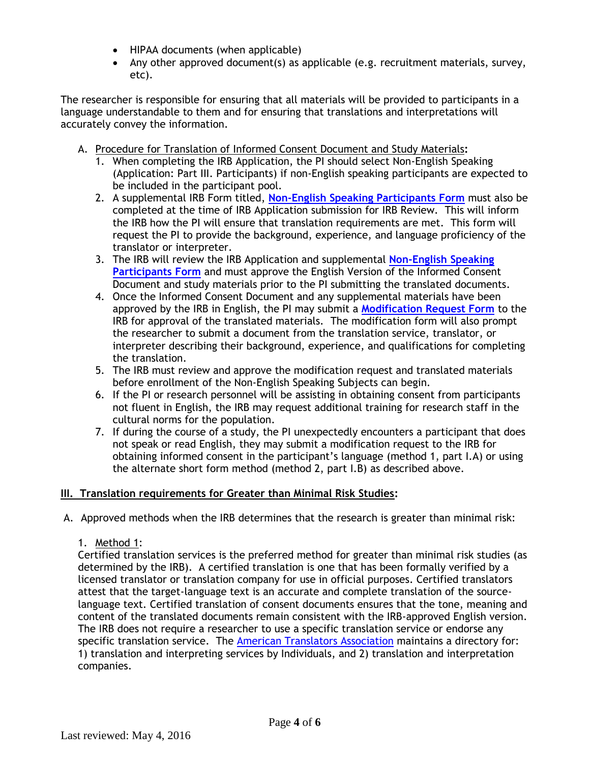- HIPAA documents (when applicable)
- Any other approved document(s) as applicable (e.g. recruitment materials, survey, etc).

The researcher is responsible for ensuring that all materials will be provided to participants in a language understandable to them and for ensuring that translations and interpretations will accurately convey the information.

A. Procedure for Translation of Informed Consent Document and Study Materials**:**
   1. When completing the IRB Application, the PI should select Non-English Speaking (Application: Part III. Participants) if non-English speaking participants are expected to be included in the participant pool.
   2. A supplemental IRB Form titled, **[Non-English Speaking Participants Form]** must also be completed at the time of IRB Application submission for IRB Review. This will inform the IRB how the PI will ensure that translation requirements are met. This form will request the PI to provide the background, experience, and language proficiency of the translator or interpreter.
   3. The IRB will review the IRB Application and supplemental **[Non-English Speaking Participants Form]** and must approve the English Version of the Informed Consent Document and study materials prior to the PI submitting the translated documents.
   4. Once the Informed Consent Document and any supplemental materials have been approved by the IRB in English, the PI may submit a **[Modification Request Form]** to the IRB for approval of the translated materials. The modification form will also prompt the researcher to submit a document from the translation service, translator, or interpreter describing their background, experience, and qualifications for completing the translation.
   5. The IRB must review and approve the modification request and translated materials before enrollment of the Non-English Speaking Subjects can begin.
   6. If the PI or research personnel will be assisting in obtaining consent from participants not fluent in English, the IRB may request additional training for research staff in the cultural norms for the population.
   7. If during the course of a study, the PI unexpectedly encounters a participant that does not speak or read English, they may submit a modification request to the IRB for obtaining informed consent in the participant's language (method 1, part I.A) or using the alternate short form method (method 2, part I.B) as described above.

## III. Translation requirements for Greater than Minimal Risk Studies:

A. Approved methods when the IRB determines that the research is greater than minimal risk:

   1. Method 1:

   Certified translation services is the preferred method for greater than minimal risk studies (as determined by the IRB). A certified translation is one that has been formally verified by a licensed translator or translation company for use in official purposes. Certified translators attest that the target-language text is an accurate and complete translation of the source-language text. Certified translation of consent documents ensures that the tone, meaning and content of the translated documents remain consistent with the IRB-approved English version. The IRB does not require a researcher to use a specific translation service or endorse any specific translation service. The [American Translators Association] maintains a directory for: 1) translation and interpreting services by Individuals, and 2) translation and interpretation companies.

Last reviewed: May 4, 2016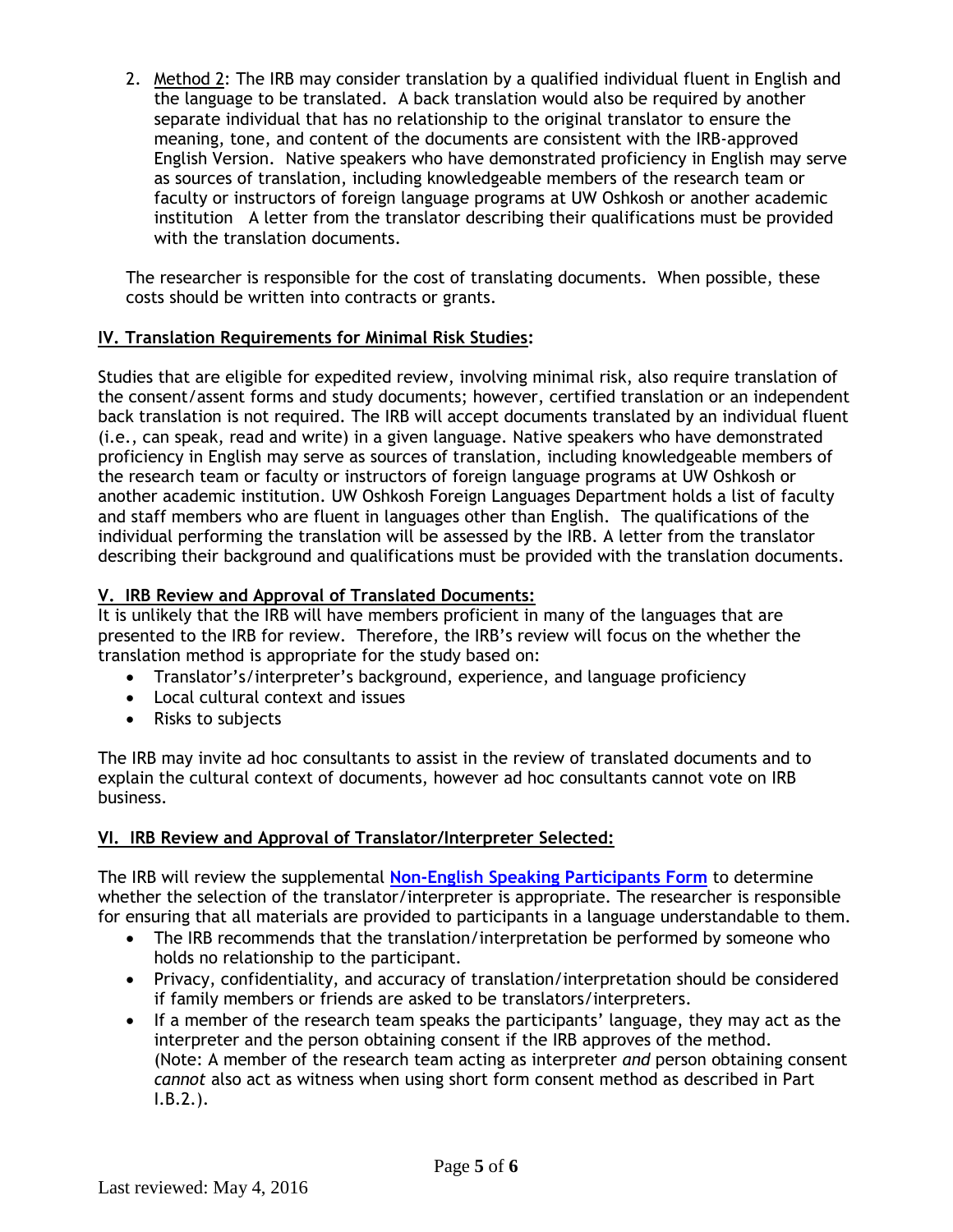2. Method 2: The IRB may consider translation by a qualified individual fluent in English and the language to be translated. A back translation would also be required by another separate individual that has no relationship to the original translator to ensure the meaning, tone, and content of the documents are consistent with the IRB-approved English Version. Native speakers who have demonstrated proficiency in English may serve as sources of translation, including knowledgeable members of the research team or faculty or instructors of foreign language programs at UW Oshkosh or another academic institution A letter from the translator describing their qualifications must be provided with the translation documents.

The researcher is responsible for the cost of translating documents. When possible, these costs should be written into contracts or grants.

## IV. Translation Requirements for Minimal Risk Studies:

Studies that are eligible for expedited review, involving minimal risk, also require translation of the consent/assent forms and study documents; however, certified translation or an independent back translation is not required. The IRB will accept documents translated by an individual fluent (i.e., can speak, read and write) in a given language. Native speakers who have demonstrated proficiency in English may serve as sources of translation, including knowledgeable members of the research team or faculty or instructors of foreign language programs at UW Oshkosh or another academic institution. UW Oshkosh Foreign Languages Department holds a list of faculty and staff members who are fluent in languages other than English. The qualifications of the individual performing the translation will be assessed by the IRB. A letter from the translator describing their background and qualifications must be provided with the translation documents.

## V. IRB Review and Approval of Translated Documents:

It is unlikely that the IRB will have members proficient in many of the languages that are presented to the IRB for review. Therefore, the IRB's review will focus on the whether the translation method is appropriate for the study based on:

- Translator's/interpreter's background, experience, and language proficiency
- Local cultural context and issues
- Risks to subjects

The IRB may invite ad hoc consultants to assist in the review of translated documents and to explain the cultural context of documents, however ad hoc consultants cannot vote on IRB business.

## VI. IRB Review and Approval of Translator/Interpreter Selected:

The IRB will review the supplemental **Non-English Speaking Participants Form** to determine whether the selection of the translator/interpreter is appropriate. The researcher is responsible for ensuring that all materials are provided to participants in a language understandable to them.

- The IRB recommends that the translation/interpretation be performed by someone who holds no relationship to the participant.
- Privacy, confidentiality, and accuracy of translation/interpretation should be considered if family members or friends are asked to be translators/interpreters.
- If a member of the research team speaks the participants' language, they may act as the interpreter and the person obtaining consent if the IRB approves of the method. (Note: A member of the research team acting as interpreter *and* person obtaining consent *cannot* also act as witness when using short form consent method as described in Part I.B.2.).

Last reviewed: May 4, 2016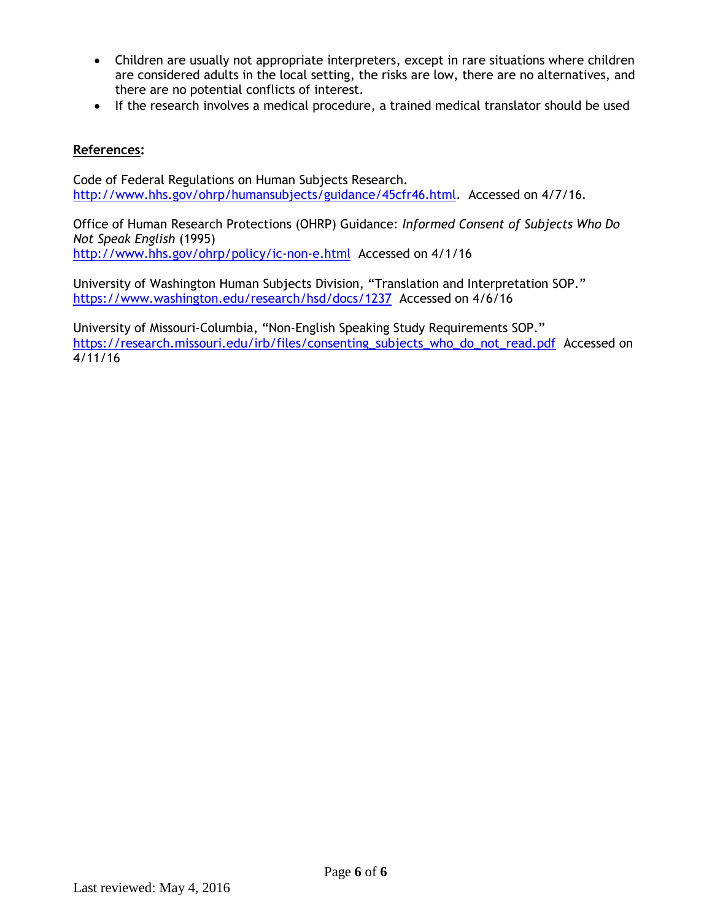- Children are usually not appropriate interpreters, except in rare situations where children are considered adults in the local setting, the risks are low, there are no alternatives, and there are no potential conflicts of interest.
- If the research involves a medical procedure, a trained medical translator should be used

**References:**

Code of Federal Regulations on Human Subjects Research. http://www.hhs.gov/ohrp/humansubjects/guidance/45cfr46.html. Accessed on 4/7/16.

Office of Human Research Protections (OHRP) Guidance: *Informed Consent of Subjects Who Do Not Speak English* (1995)
http://www.hhs.gov/ohrp/policy/ic-non-e.html Accessed on 4/1/16

University of Washington Human Subjects Division, "Translation and Interpretation SOP." https://www.washington.edu/research/hsd/docs/1237 Accessed on 4/6/16

University of Missouri-Columbia, "Non-English Speaking Study Requirements SOP." https://research.missouri.edu/irb/files/consenting_subjects_who_do_not_read.pdf Accessed on 4/11/16

Last reviewed: May 4, 2016